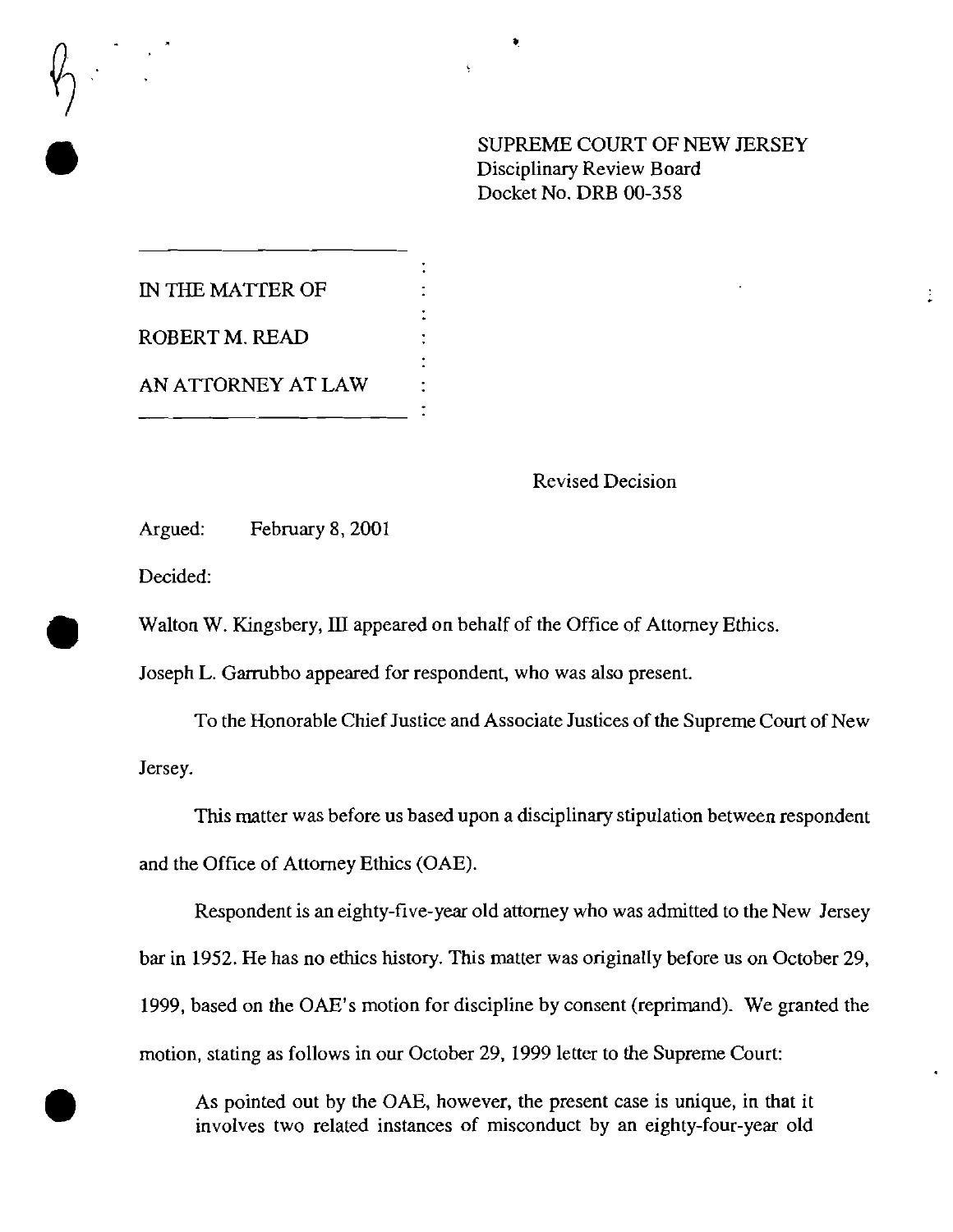SUPREME COURT OF NEW JERSEY
Disciplinary Review Board
Docket No. DRB 00-358

IN THE MATTER OF

ROBERT M. READ

AN ATTORNEY AT LAW

Revised Decision

Argued: February 8, 2001

Decided:

Walton W. Kingsbery, III appeared on behalf of the Office of Attorney Ethics.

Joseph L. Garrubbo appeared for respondent, who was also present.

To the Honorable Chief Justice and Associate Justices of the Supreme Court of New Jersey.

This matter was before us based upon a disciplinary stipulation between respondent and the Office of Attorney Ethics (OAE).

Respondent is an eighty-five-year old attorney who was admitted to the New Jersey bar in 1952. He has no ethics history. This matter was originally before us on October 29, 1999, based on the OAE's motion for discipline by consent (reprimand). We granted the motion, stating as follows in our October 29, 1999 letter to the Supreme Court:

> As pointed out by the OAE, however, the present case is unique, in that it involves two related instances of misconduct by an eighty-four-year old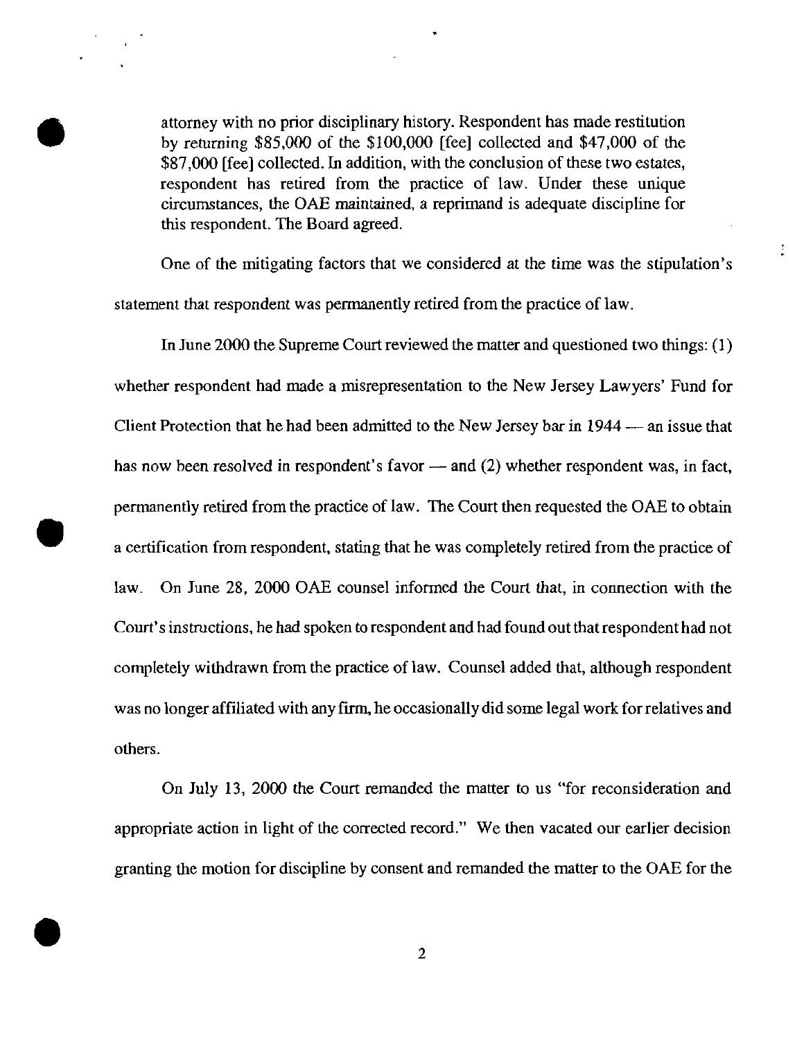> attorney with no prior disciplinary history. Respondent has made restitution by returning $85,000 of the $100,000 [fee] collected and $47,000 of the $87,000 [fee] collected. In addition, with the conclusion of these two estates, respondent has retired from the practice of law. Under these unique circumstances, the OAE maintained, a reprimand is adequate discipline for this respondent. The Board agreed.

One of the mitigating factors that we considered at the time was the stipulation's statement that respondent was permanently retired from the practice of law.

In June 2000 the Supreme Court reviewed the matter and questioned two things: (1) whether respondent had made a misrepresentation to the New Jersey Lawyers' Fund for Client Protection that he had been admitted to the New Jersey bar in 1944 — an issue that has now been resolved in respondent's favor — and (2) whether respondent was, in fact, permanently retired from the practice of law. The Court then requested the OAE to obtain a certification from respondent, stating that he was completely retired from the practice of law. On June 28, 2000 OAE counsel informed the Court that, in connection with the Court's instructions, he had spoken to respondent and had found out that respondent had not completely withdrawn from the practice of law. Counsel added that, although respondent was no longer affiliated with any firm, he occasionally did some legal work for relatives and others.

On July 13, 2000 the Court remanded the matter to us "for reconsideration and appropriate action in light of the corrected record." We then vacated our earlier decision granting the motion for discipline by consent and remanded the matter to the OAE for the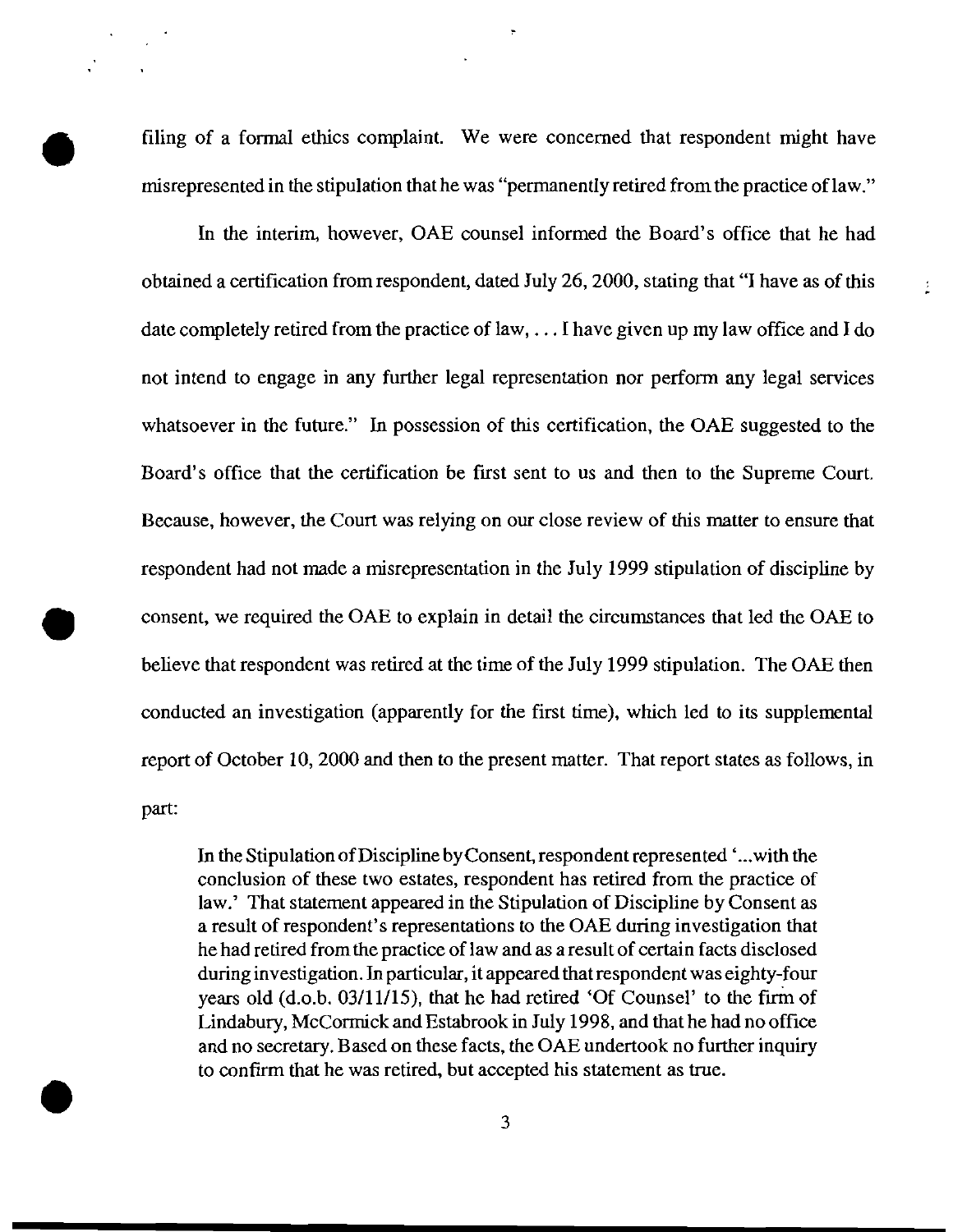filing of a formal ethics complaint. We were concerned that respondent might have misrepresented in the stipulation that he was "permanently retired from the practice of law."

In the interim, however, OAE counsel informed the Board's office that he had obtained a certification from respondent, dated July 26, 2000, stating that "I have as of this date completely retired from the practice of law, . . . I have given up my law office and I do not intend to engage in any further legal representation nor perform any legal services whatsoever in the future." In possession of this certification, the OAE suggested to the Board's office that the certification be first sent to us and then to the Supreme Court. Because, however, the Court was relying on our close review of this matter to ensure that respondent had not made a misrepresentation in the July 1999 stipulation of discipline by consent, we required the OAE to explain in detail the circumstances that led the OAE to believe that respondent was retired at the time of the July 1999 stipulation. The OAE then conducted an investigation (apparently for the first time), which led to its supplemental report of October 10, 2000 and then to the present matter. That report states as follows, in part:

> In the Stipulation of Discipline by Consent, respondent represented '...with the conclusion of these two estates, respondent has retired from the practice of law.' That statement appeared in the Stipulation of Discipline by Consent as a result of respondent's representations to the OAE during investigation that he had retired from the practice of law and as a result of certain facts disclosed during investigation. In particular, it appeared that respondent was eighty-four years old (d.o.b. 03/11/15), that he had retired 'Of Counsel' to the firm of Lindabury, McCormick and Estabrook in July 1998, and that he had no office and no secretary. Based on these facts, the OAE undertook no further inquiry to confirm that he was retired, but accepted his statement as true.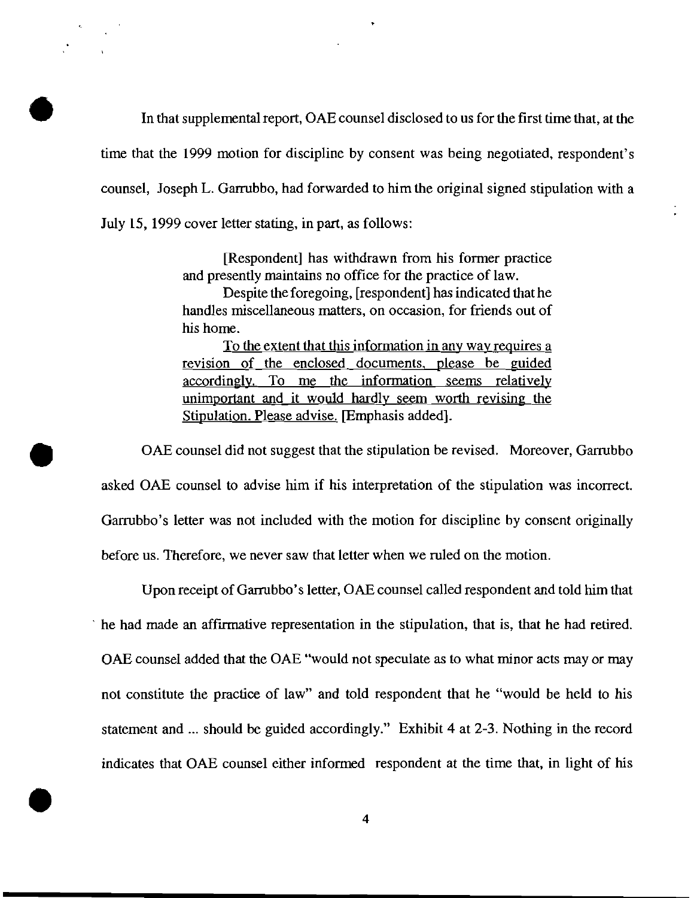In that supplemental report, OAE counsel disclosed to us for the first time that, at the time that the 1999 motion for discipline by consent was being negotiated, respondent's counsel, Joseph L. Garrubbo, had forwarded to him the original signed stipulation with a July 15, 1999 cover letter stating, in part, as follows:

> [Respondent] has withdrawn from his former practice and presently maintains no office for the practice of law.
>
> Despite the foregoing, [respondent] has indicated that he handles miscellaneous matters, on occasion, for friends out of his home.
>
> <u>To the extent that this information in any way requires a revision of the enclosed documents, please be guided accordingly. To me the information seems relatively unimportant and it would hardly seem worth revising the Stipulation. Please advise.</u> [Emphasis added].

OAE counsel did not suggest that the stipulation be revised. Moreover, Garrubbo asked OAE counsel to advise him if his interpretation of the stipulation was incorrect. Garrubbo's letter was not included with the motion for discipline by consent originally before us. Therefore, we never saw that letter when we ruled on the motion.

Upon receipt of Garrubbo's letter, OAE counsel called respondent and told him that he had made an affirmative representation in the stipulation, that is, that he had retired. OAE counsel added that the OAE "would not speculate as to what minor acts may or may not constitute the practice of law" and told respondent that he "would be held to his statement and ... should be guided accordingly." Exhibit 4 at 2-3. Nothing in the record indicates that OAE counsel either informed respondent at the time that, in light of his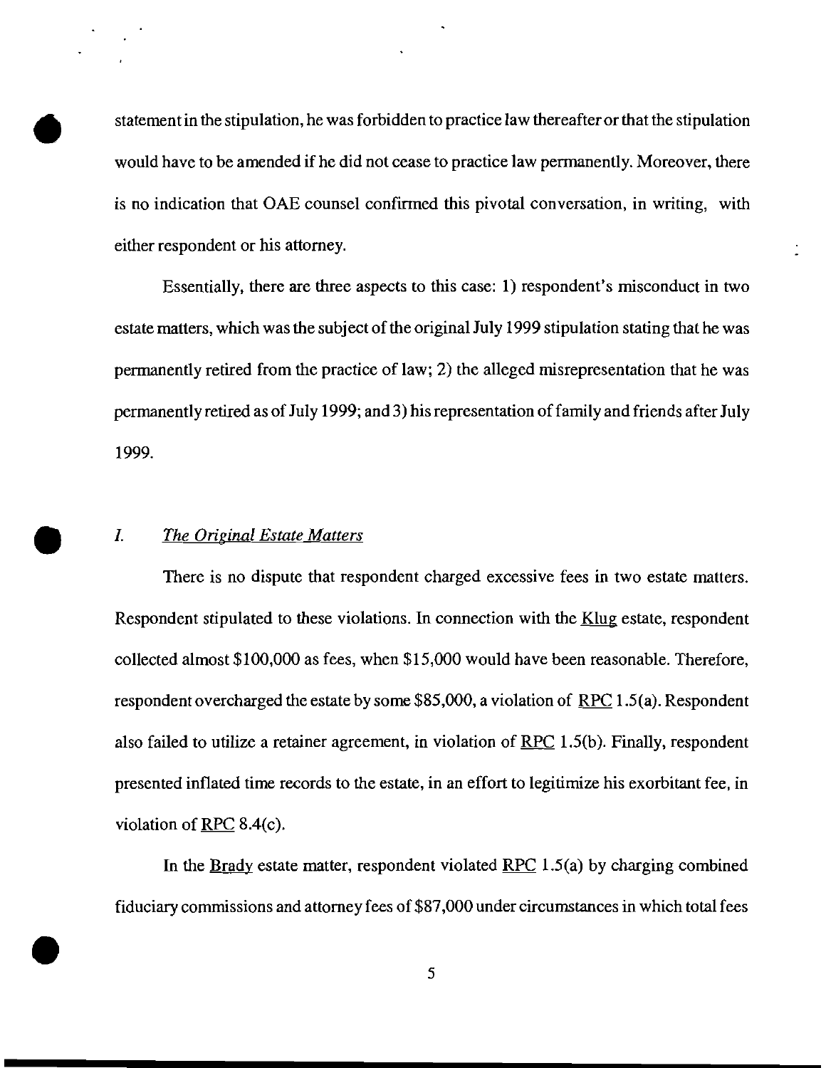statement in the stipulation, he was forbidden to practice law thereafter or that the stipulation would have to be amended if he did not cease to practice law permanently. Moreover, there is no indication that OAE counsel confirmed this pivotal conversation, in writing, with either respondent or his attorney.

Essentially, there are three aspects to this case: 1) respondent's misconduct in two estate matters, which was the subject of the original July 1999 stipulation stating that he was permanently retired from the practice of law; 2) the alleged misrepresentation that he was permanently retired as of July 1999; and 3) his representation of family and friends after July 1999.

## *I. The Original Estate Matters*

There is no dispute that respondent charged excessive fees in two estate matters. Respondent stipulated to these violations. In connection with the Klug estate, respondent collected almost $100,000 as fees, when $15,000 would have been reasonable. Therefore, respondent overcharged the estate by some $85,000, a violation of RPC 1.5(a). Respondent also failed to utilize a retainer agreement, in violation of RPC 1.5(b). Finally, respondent presented inflated time records to the estate, in an effort to legitimize his exorbitant fee, in violation of RPC 8.4(c).

In the Brady estate matter, respondent violated RPC 1.5(a) by charging combined fiduciary commissions and attorney fees of $87,000 under circumstances in which total fees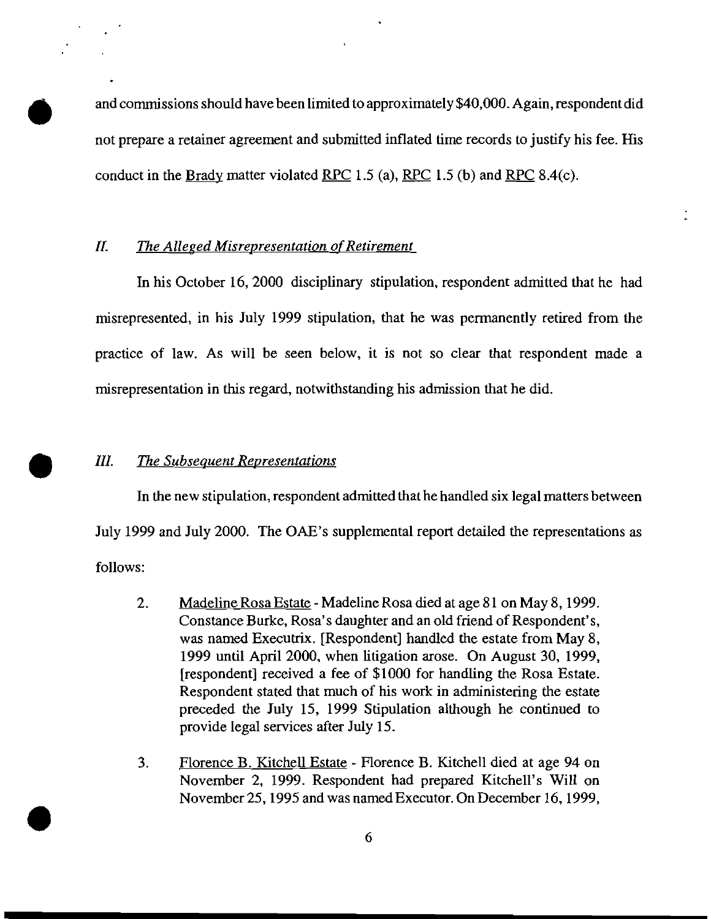and commissions should have been limited to approximately $40,000. Again, respondent did not prepare a retainer agreement and submitted inflated time records to justify his fee. His conduct in the Brady matter violated RPC 1.5 (a), RPC 1.5 (b) and RPC 8.4(c).

## *II. The Alleged Misrepresentation of Retirement*

In his October 16, 2000 disciplinary stipulation, respondent admitted that he had misrepresented, in his July 1999 stipulation, that he was permanently retired from the practice of law. As will be seen below, it is not so clear that respondent made a misrepresentation in this regard, notwithstanding his admission that he did.

## *III. The Subsequent Representations*

In the new stipulation, respondent admitted that he handled six legal matters between July 1999 and July 2000. The OAE's supplemental report detailed the representations as follows:

> 2. Madeline Rosa Estate - Madeline Rosa died at age 81 on May 8, 1999. Constance Burke, Rosa's daughter and an old friend of Respondent's, was named Executrix. [Respondent] handled the estate from May 8, 1999 until April 2000, when litigation arose. On August 30, 1999, [respondent] received a fee of $1000 for handling the Rosa Estate. Respondent stated that much of his work in administering the estate preceded the July 15, 1999 Stipulation although he continued to provide legal services after July 15.
>
> 3. Florence B. Kitchell Estate - Florence B. Kitchell died at age 94 on November 2, 1999. Respondent had prepared Kitchell's Will on November 25, 1995 and was named Executor. On December 16, 1999,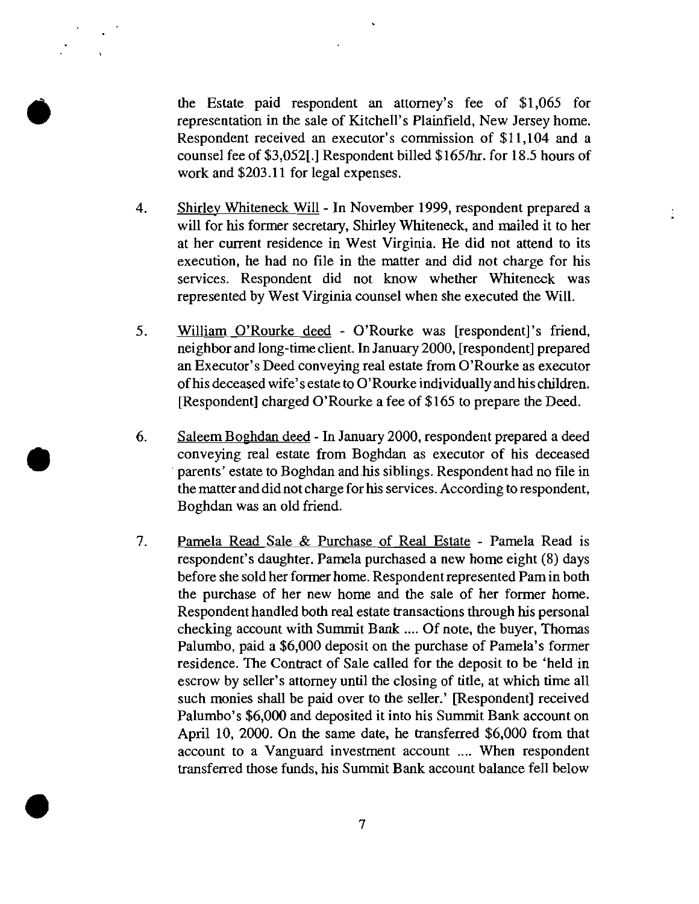the Estate paid respondent an attorney's fee of $1,065 for representation in the sale of Kitchell's Plainfield, New Jersey home. Respondent received an executor's commission of $11,104 and a counsel fee of $3,052[.] Respondent billed $165/hr. for 18.5 hours of work and $203.11 for legal expenses.

4. Shirley Whiteneck Will - In November 1999, respondent prepared a will for his former secretary, Shirley Whiteneck, and mailed it to her at her current residence in West Virginia. He did not attend to its execution, he had no file in the matter and did not charge for his services. Respondent did not know whether Whiteneck was represented by West Virginia counsel when she executed the Will.

5. William O'Rourke deed - O'Rourke was [respondent]'s friend, neighbor and long-time client. In January 2000, [respondent] prepared an Executor's Deed conveying real estate from O'Rourke as executor of his deceased wife's estate to O'Rourke individually and his children. [Respondent] charged O'Rourke a fee of $165 to prepare the Deed.

6. Saleem Boghdan deed - In January 2000, respondent prepared a deed conveying real estate from Boghdan as executor of his deceased parents' estate to Boghdan and his siblings. Respondent had no file in the matter and did not charge for his services. According to respondent, Boghdan was an old friend.

7. Pamela Read Sale & Purchase of Real Estate - Pamela Read is respondent's daughter. Pamela purchased a new home eight (8) days before she sold her former home. Respondent represented Pam in both the purchase of her new home and the sale of her former home. Respondent handled both real estate transactions through his personal checking account with Summit Bank .... Of note, the buyer, Thomas Palumbo, paid a $6,000 deposit on the purchase of Pamela's former residence. The Contract of Sale called for the deposit to be 'held in escrow by seller's attorney until the closing of title, at which time all such monies shall be paid over to the seller.' [Respondent] received Palumbo's $6,000 and deposited it into his Summit Bank account on April 10, 2000. On the same date, he transferred $6,000 from that account to a Vanguard investment account .... When respondent transferred those funds, his Summit Bank account balance fell below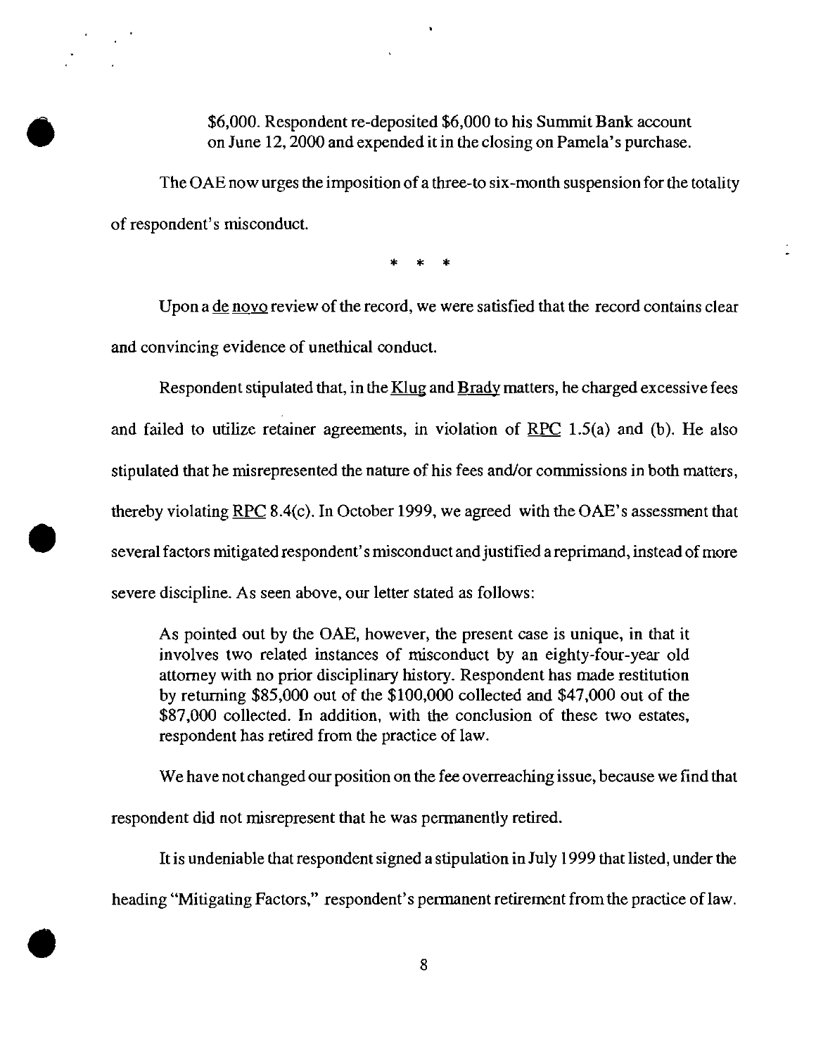> $6,000. Respondent re-deposited $6,000 to his Summit Bank account on June 12, 2000 and expended it in the closing on Pamela's purchase.

The OAE now urges the imposition of a three-to six-month suspension for the totality of respondent's misconduct.

\* \* \*

Upon a de novo review of the record, we were satisfied that the record contains clear and convincing evidence of unethical conduct.

Respondent stipulated that, in the Klug and Brady matters, he charged excessive fees and failed to utilize retainer agreements, in violation of RPC 1.5(a) and (b). He also stipulated that he misrepresented the nature of his fees and/or commissions in both matters, thereby violating RPC 8.4(c). In October 1999, we agreed with the OAE's assessment that several factors mitigated respondent's misconduct and justified a reprimand, instead of more severe discipline. As seen above, our letter stated as follows:

> As pointed out by the OAE, however, the present case is unique, in that it involves two related instances of misconduct by an eighty-four-year old attorney with no prior disciplinary history. Respondent has made restitution by returning $85,000 out of the $100,000 collected and $47,000 out of the $87,000 collected. In addition, with the conclusion of these two estates, respondent has retired from the practice of law.

We have not changed our position on the fee overreaching issue, because we find that respondent did not misrepresent that he was permanently retired.

It is undeniable that respondent signed a stipulation in July 1999 that listed, under the heading "Mitigating Factors," respondent's permanent retirement from the practice of law.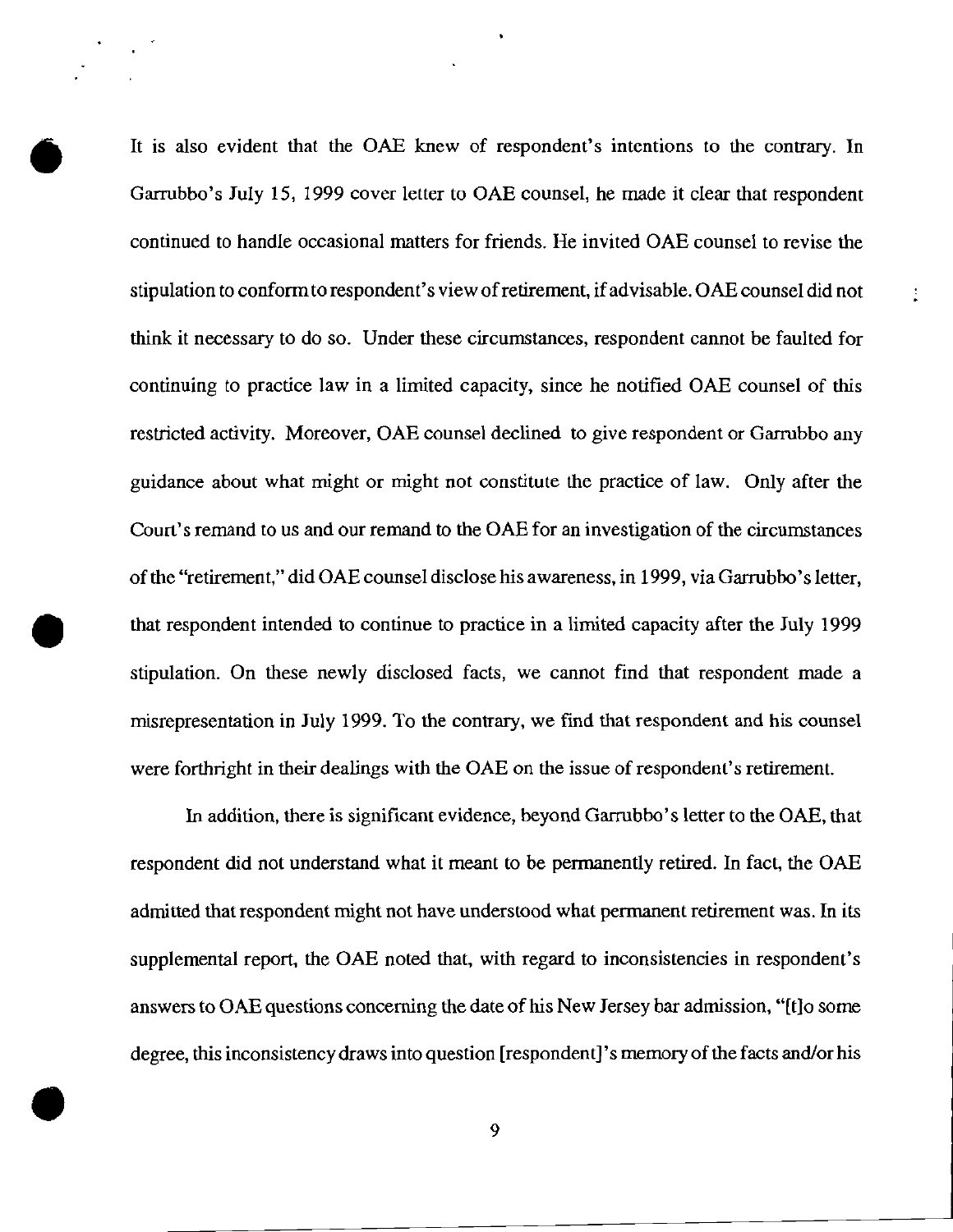It is also evident that the OAE knew of respondent's intentions to the contrary. In Garrubbo's July 15, 1999 cover letter to OAE counsel, he made it clear that respondent continued to handle occasional matters for friends. He invited OAE counsel to revise the stipulation to conform to respondent's view of retirement, if advisable. OAE counsel did not think it necessary to do so. Under these circumstances, respondent cannot be faulted for continuing to practice law in a limited capacity, since he notified OAE counsel of this restricted activity. Moreover, OAE counsel declined to give respondent or Garrubbo any guidance about what might or might not constitute the practice of law. Only after the Court's remand to us and our remand to the OAE for an investigation of the circumstances of the "retirement," did OAE counsel disclose his awareness, in 1999, via Garrubbo's letter, that respondent intended to continue to practice in a limited capacity after the July 1999 stipulation. On these newly disclosed facts, we cannot find that respondent made a misrepresentation in July 1999. To the contrary, we find that respondent and his counsel were forthright in their dealings with the OAE on the issue of respondent's retirement.

In addition, there is significant evidence, beyond Garrubbo's letter to the OAE, that respondent did not understand what it meant to be permanently retired. In fact, the OAE admitted that respondent might not have understood what permanent retirement was. In its supplemental report, the OAE noted that, with regard to inconsistencies in respondent's answers to OAE questions concerning the date of his New Jersey bar admission, "[t]o some degree, this inconsistency draws into question [respondent]'s memory of the facts and/or his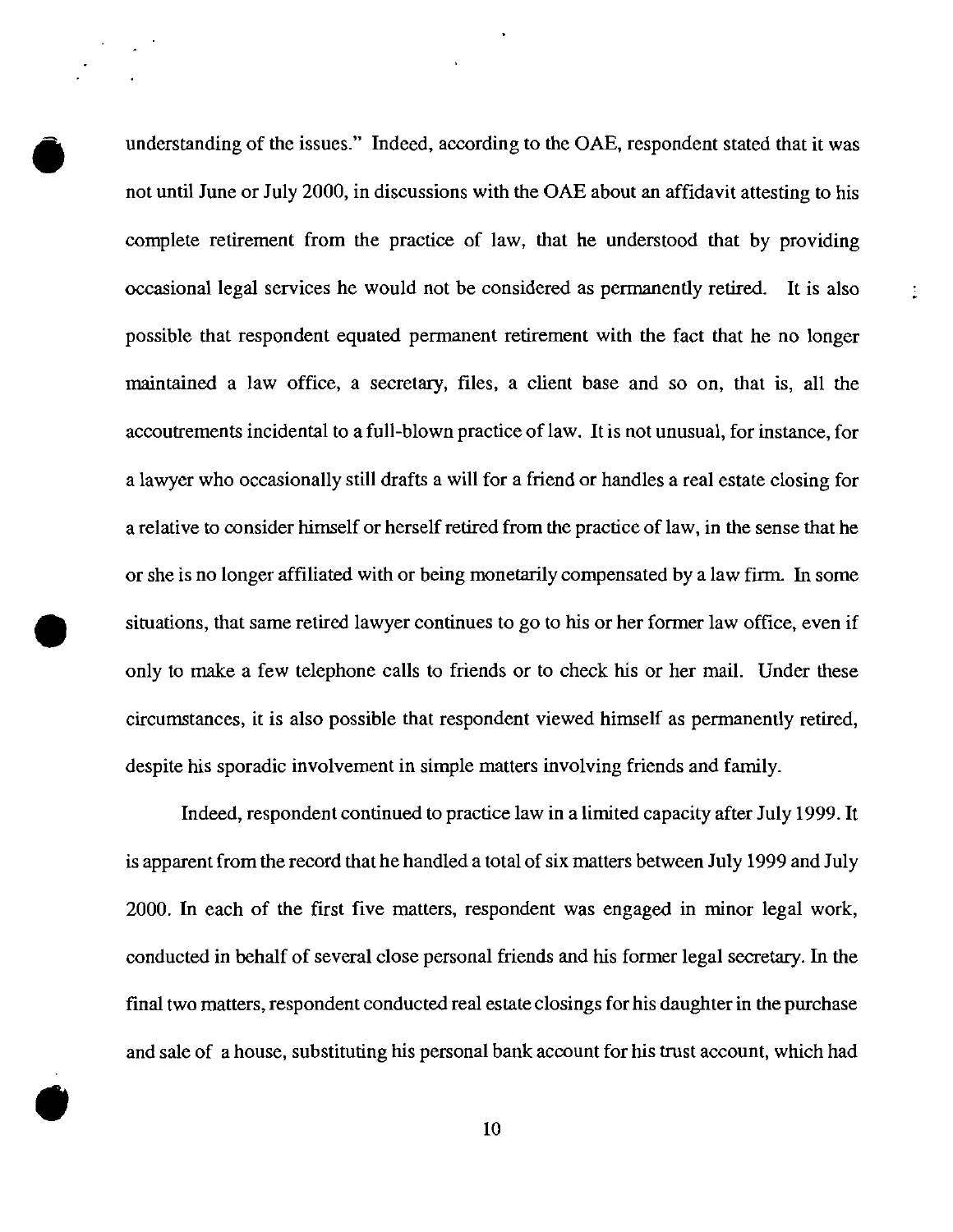understanding of the issues." Indeed, according to the OAE, respondent stated that it was not until June or July 2000, in discussions with the OAE about an affidavit attesting to his complete retirement from the practice of law, that he understood that by providing occasional legal services he would not be considered as permanently retired. It is also possible that respondent equated permanent retirement with the fact that he no longer maintained a law office, a secretary, files, a client base and so on, that is, all the accoutrements incidental to a full-blown practice of law. It is not unusual, for instance, for a lawyer who occasionally still drafts a will for a friend or handles a real estate closing for a relative to consider himself or herself retired from the practice of law, in the sense that he or she is no longer affiliated with or being monetarily compensated by a law firm. In some situations, that same retired lawyer continues to go to his or her former law office, even if only to make a few telephone calls to friends or to check his or her mail. Under these circumstances, it is also possible that respondent viewed himself as permanently retired, despite his sporadic involvement in simple matters involving friends and family.

Indeed, respondent continued to practice law in a limited capacity after July 1999. It is apparent from the record that he handled a total of six matters between July 1999 and July 2000. In each of the first five matters, respondent was engaged in minor legal work, conducted in behalf of several close personal friends and his former legal secretary. In the final two matters, respondent conducted real estate closings for his daughter in the purchase and sale of a house, substituting his personal bank account for his trust account, which had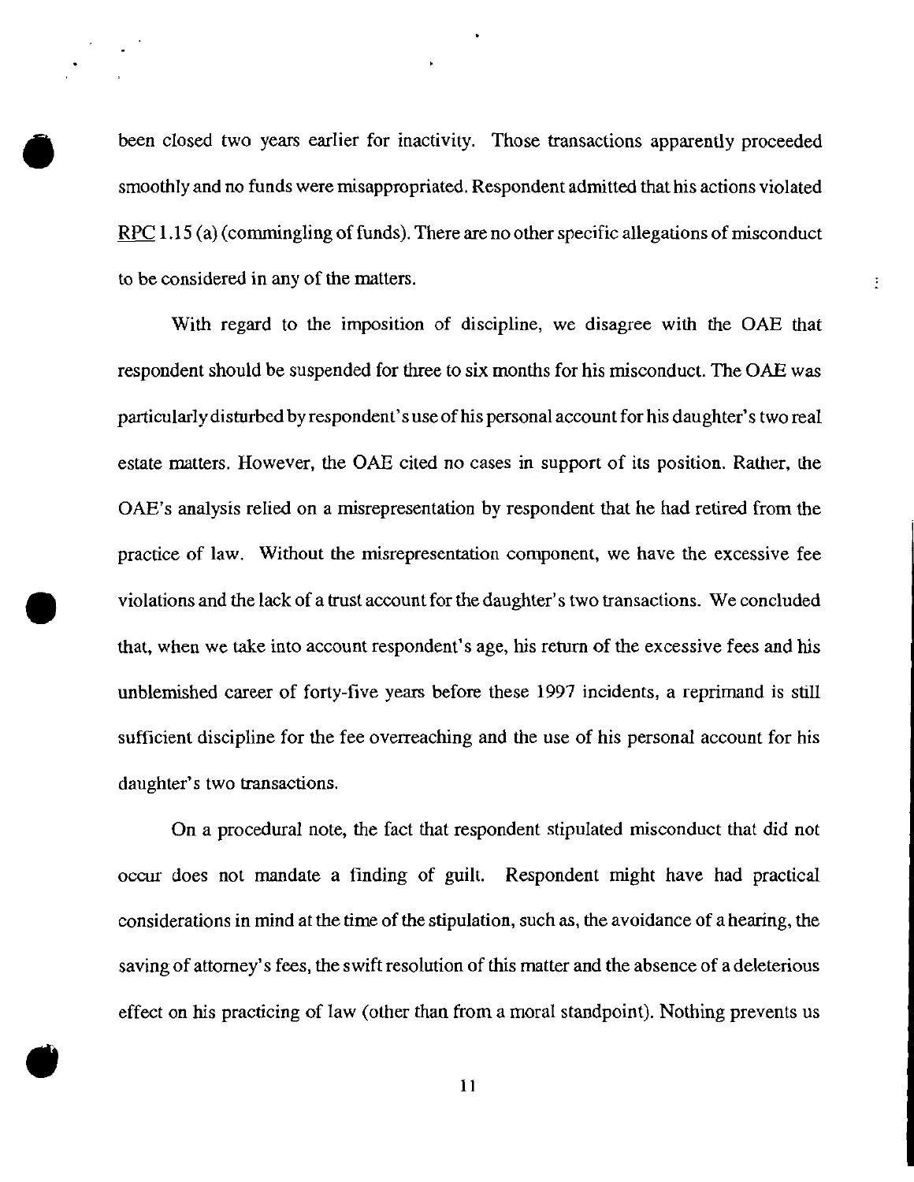been closed two years earlier for inactivity. Those transactions apparently proceeded smoothly and no funds were misappropriated. Respondent admitted that his actions violated RPC 1.15 (a) (commingling of funds). There are no other specific allegations of misconduct to be considered in any of the matters.

With regard to the imposition of discipline, we disagree with the OAE that respondent should be suspended for three to six months for his misconduct. The OAE was particularly disturbed by respondent's use of his personal account for his daughter's two real estate matters. However, the OAE cited no cases in support of its position. Rather, the OAE's analysis relied on a misrepresentation by respondent that he had retired from the practice of law. Without the misrepresentation component, we have the excessive fee violations and the lack of a trust account for the daughter's two transactions. We concluded that, when we take into account respondent's age, his return of the excessive fees and his unblemished career of forty-five years before these 1997 incidents, a reprimand is still sufficient discipline for the fee overreaching and the use of his personal account for his daughter's two transactions.

On a procedural note, the fact that respondent stipulated misconduct that did not occur does not mandate a finding of guilt. Respondent might have had practical considerations in mind at the time of the stipulation, such as, the avoidance of a hearing, the saving of attorney's fees, the swift resolution of this matter and the absence of a deleterious effect on his practicing of law (other than from a moral standpoint). Nothing prevents us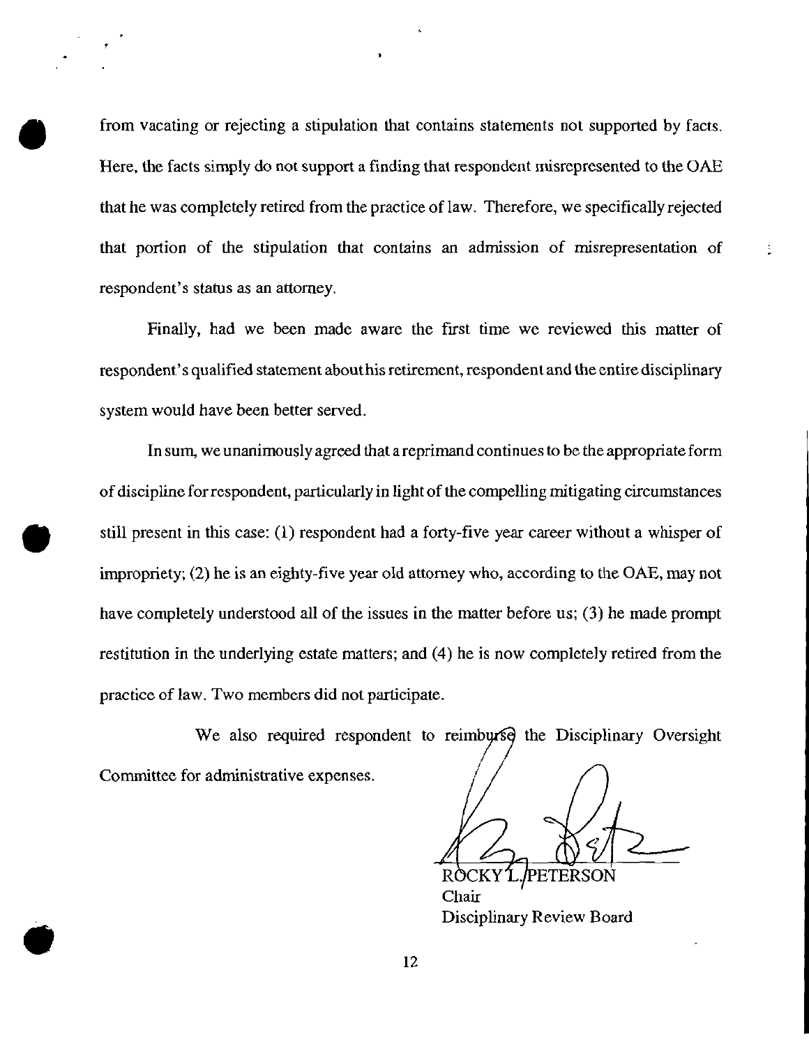from vacating or rejecting a stipulation that contains statements not supported by facts. Here, the facts simply do not support a finding that respondent misrepresented to the OAE that he was completely retired from the practice of law. Therefore, we specifically rejected that portion of the stipulation that contains an admission of misrepresentation of respondent's status as an attorney.

Finally, had we been made aware the first time we reviewed this matter of respondent's qualified statement about his retirement, respondent and the entire disciplinary system would have been better served.

In sum, we unanimously agreed that a reprimand continues to be the appropriate form of discipline for respondent, particularly in light of the compelling mitigating circumstances still present in this case: (1) respondent had a forty-five year career without a whisper of impropriety; (2) he is an eighty-five year old attorney who, according to the OAE, may not have completely understood all of the issues in the matter before us; (3) he made prompt restitution in the underlying estate matters; and (4) he is now completely retired from the practice of law. Two members did not participate.

We also required respondent to reimburse the Disciplinary Oversight Committee for administrative expenses.

ROCKY L. PETERSON
Chair
Disciplinary Review Board